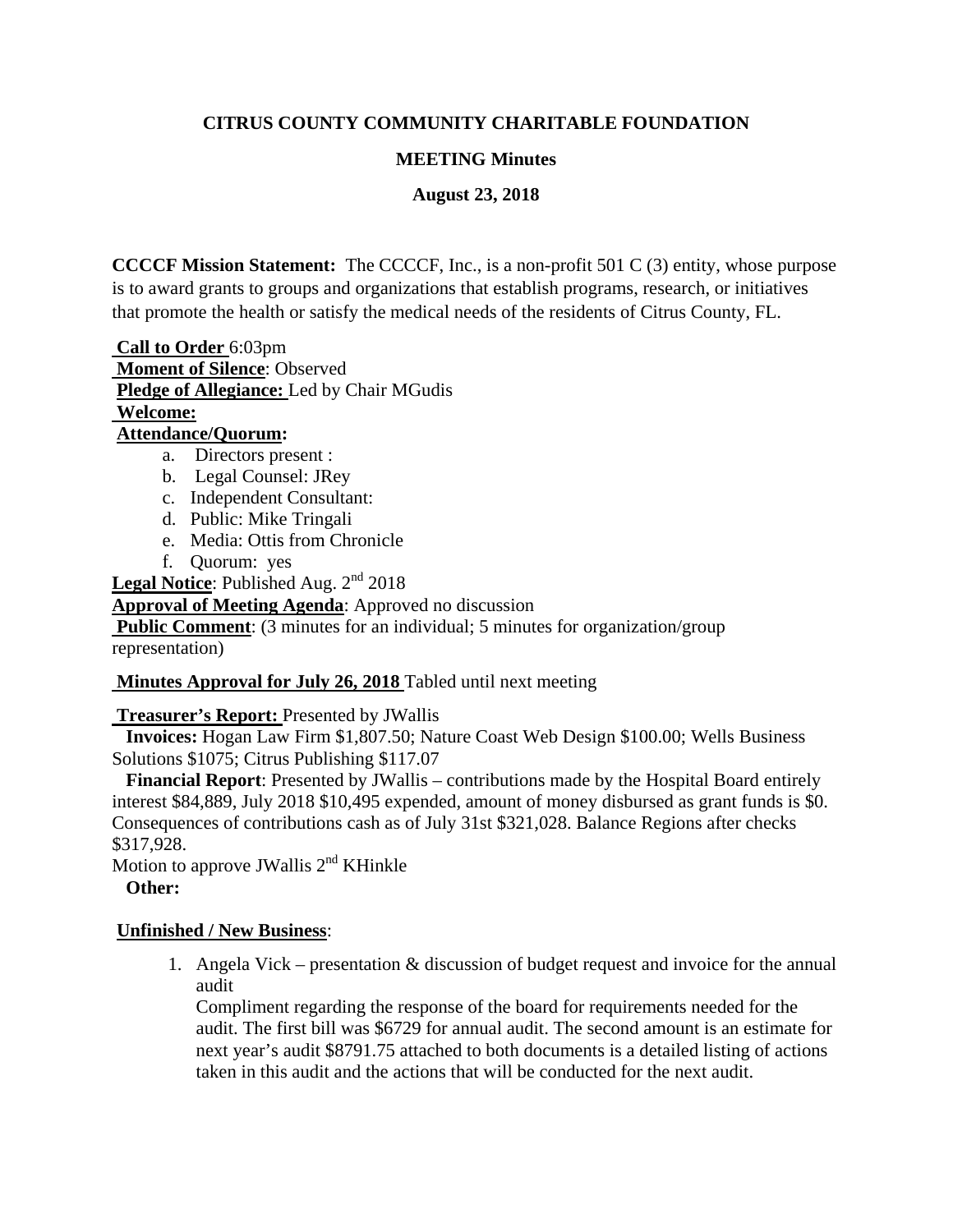**CITRUS COUNTY COMMUNITY CHARITABLE FOUNDATION**

**MEETING Minutes**

**August 23, 2018**

**CCCCF Mission Statement:** The CCCCF, Inc., is a non-profit 501 C (3) entity, whose purpose is to award grants to groups and organizations that establish programs, research, or initiatives that promote the health or satisfy the medical needs of the residents of Citrus County, FL.

**Call to Order** 6:03pm
**Moment of Silence**: Observed
**Pledge of Allegiance:** Led by Chair MGudis
**Welcome:**
**Attendance/Quorum:**

a. Directors present :
b. Legal Counsel: JRey
c. Independent Consultant:
d. Public: Mike Tringali
e. Media: Ottis from Chronicle
f. Quorum: yes

**Legal Notice**: Published Aug. 2nd 2018
**Approval of Meeting Agenda**: Approved no discussion
**Public Comment**: (3 minutes for an individual; 5 minutes for organization/group representation)

**Minutes Approval for July 26, 2018** Tabled until next meeting

**Treasurer's Report:** Presented by JWallis
**Invoices:** Hogan Law Firm $1,807.50; Nature Coast Web Design $100.00; Wells Business Solutions $1075; Citrus Publishing $117.07
**Financial Report**: Presented by JWallis – contributions made by the Hospital Board entirely interest $84,889, July 2018 $10,495 expended, amount of money disbursed as grant funds is $0. Consequences of contributions cash as of July 31st $321,028. Balance Regions after checks $317,928.
Motion to approve JWallis 2nd KHinkle
**Other:**

**Unfinished / New Business**:

1. Angela Vick – presentation & discussion of budget request and invoice for the annual audit
Compliment regarding the response of the board for requirements needed for the audit. The first bill was $6729 for annual audit. The second amount is an estimate for next year's audit $8791.75 attached to both documents is a detailed listing of actions taken in this audit and the actions that will be conducted for the next audit.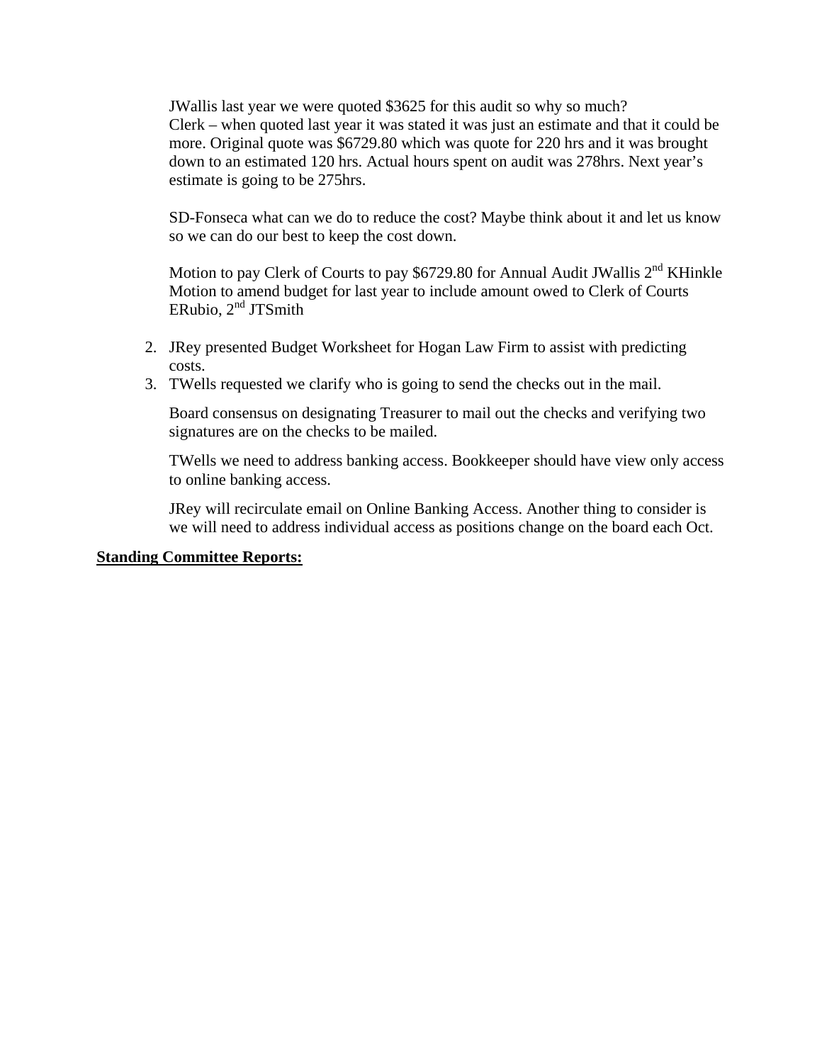JWallis last year we were quoted $3625 for this audit so why so much?
Clerk – when quoted last year it was stated it was just an estimate and that it could be more. Original quote was $6729.80 which was quote for 220 hrs and it was brought down to an estimated 120 hrs. Actual hours spent on audit was 278hrs. Next year's estimate is going to be 275hrs.

SD-Fonseca what can we do to reduce the cost? Maybe think about it and let us know so we can do our best to keep the cost down.

Motion to pay Clerk of Courts to pay $6729.80 for Annual Audit JWallis 2nd KHinkle
Motion to amend budget for last year to include amount owed to Clerk of Courts ERubio, 2nd JTSmith

2. JRey presented Budget Worksheet for Hogan Law Firm to assist with predicting costs.
3. TWells requested we clarify who is going to send the checks out in the mail.

   Board consensus on designating Treasurer to mail out the checks and verifying two signatures are on the checks to be mailed.

   TWells we need to address banking access. Bookkeeper should have view only access to online banking access.

   JRey will recirculate email on Online Banking Access. Another thing to consider is we will need to address individual access as positions change on the board each Oct.

**Standing Committee Reports:**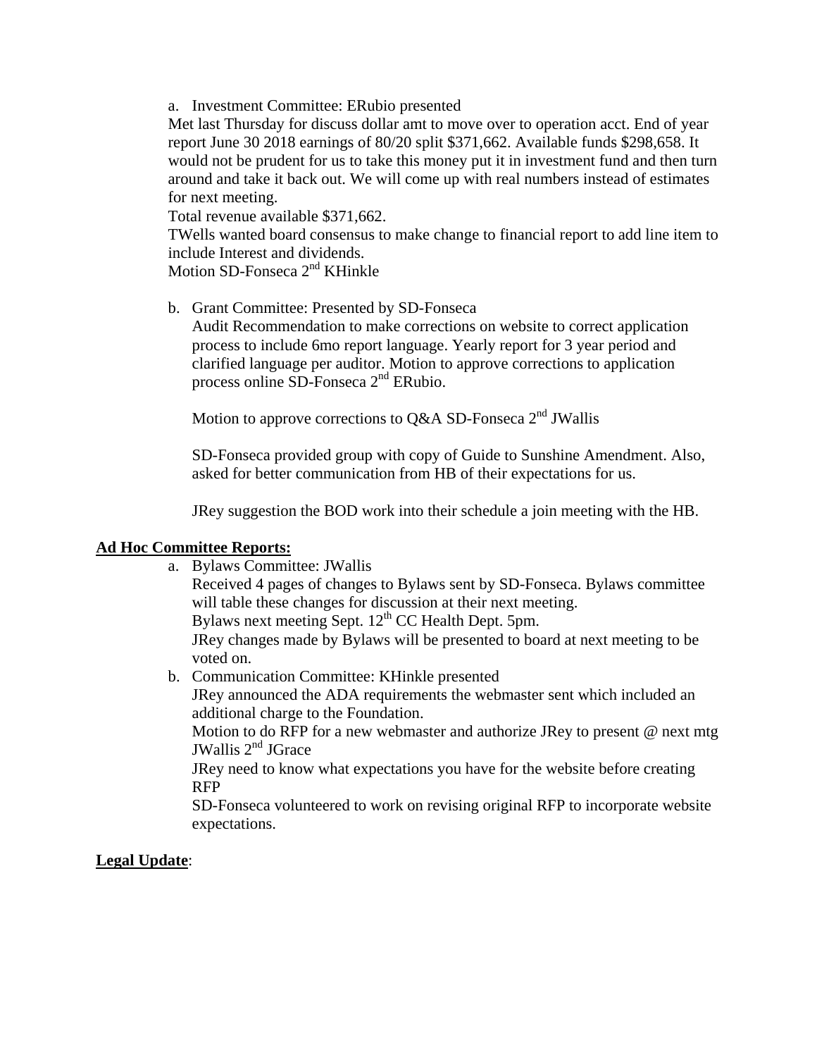a. Investment Committee: ERubio presented

Met last Thursday for discuss dollar amt to move over to operation acct. End of year report June 30 2018 earnings of 80/20 split $371,662. Available funds $298,658. It would not be prudent for us to take this money put it in investment fund and then turn around and take it back out. We will come up with real numbers instead of estimates for next meeting.

Total revenue available $371,662.

TWells wanted board consensus to make change to financial report to add line item to include Interest and dividends.

Motion SD-Fonseca 2nd KHinkle

b. Grant Committee: Presented by SD-Fonseca

Audit Recommendation to make corrections on website to correct application process to include 6mo report language. Yearly report for 3 year period and clarified language per auditor. Motion to approve corrections to application process online SD-Fonseca 2nd ERubio.

Motion to approve corrections to Q&A SD-Fonseca 2nd JWallis

SD-Fonseca provided group with copy of Guide to Sunshine Amendment. Also, asked for better communication from HB of their expectations for us.

JRey suggestion the BOD work into their schedule a join meeting with the HB.

**Ad Hoc Committee Reports:**

a. Bylaws Committee: JWallis

Received 4 pages of changes to Bylaws sent by SD-Fonseca. Bylaws committee will table these changes for discussion at their next meeting.

Bylaws next meeting Sept. 12th CC Health Dept. 5pm.

JRey changes made by Bylaws will be presented to board at next meeting to be voted on.

b. Communication Committee: KHinkle presented

JRey announced the ADA requirements the webmaster sent which included an additional charge to the Foundation.

Motion to do RFP for a new webmaster and authorize JRey to present @ next mtg JWallis 2nd JGrace

JRey need to know what expectations you have for the website before creating RFP

SD-Fonseca volunteered to work on revising original RFP to incorporate website expectations.

**Legal Update**: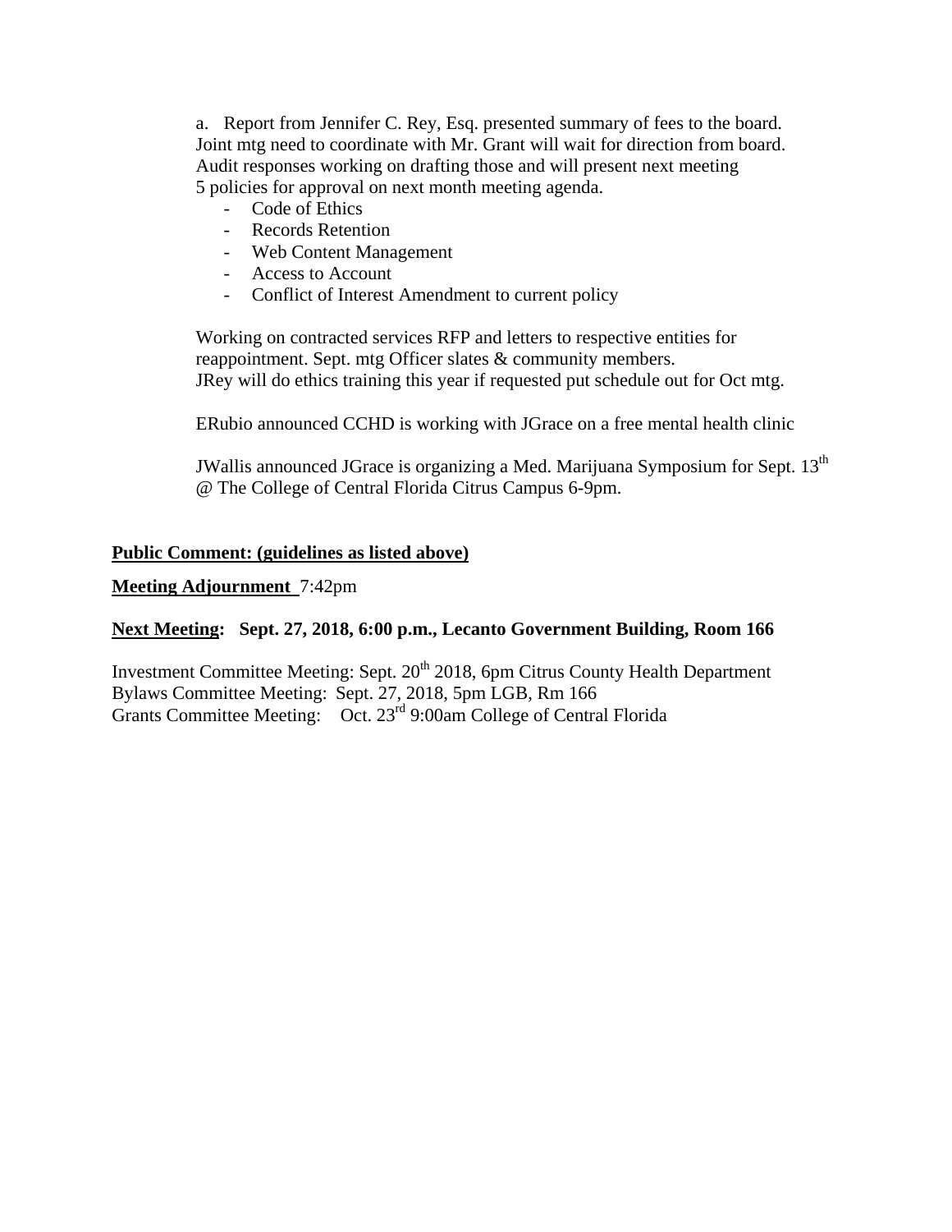a. Report from Jennifer C. Rey, Esq. presented summary of fees to the board. Joint mtg need to coordinate with Mr. Grant will wait for direction from board. Audit responses working on drafting those and will present next meeting
5 policies for approval on next month meeting agenda.

- Code of Ethics
- Records Retention
- Web Content Management
- Access to Account
- Conflict of Interest Amendment to current policy

Working on contracted services RFP and letters to respective entities for reappointment. Sept. mtg Officer slates & community members.
JRey will do ethics training this year if requested put schedule out for Oct mtg.

ERubio announced CCHD is working with JGrace on a free mental health clinic

JWallis announced JGrace is organizing a Med. Marijuana Symposium for Sept. 13th @ The College of Central Florida Citrus Campus 6-9pm.

**Public Comment: (guidelines as listed above)**

**Meeting Adjournment** 7:42pm

**Next Meeting: Sept. 27, 2018, 6:00 p.m., Lecanto Government Building, Room 166**

Investment Committee Meeting: Sept. 20th 2018, 6pm Citrus County Health Department
Bylaws Committee Meeting: Sept. 27, 2018, 5pm LGB, Rm 166
Grants Committee Meeting: Oct. 23rd 9:00am College of Central Florida